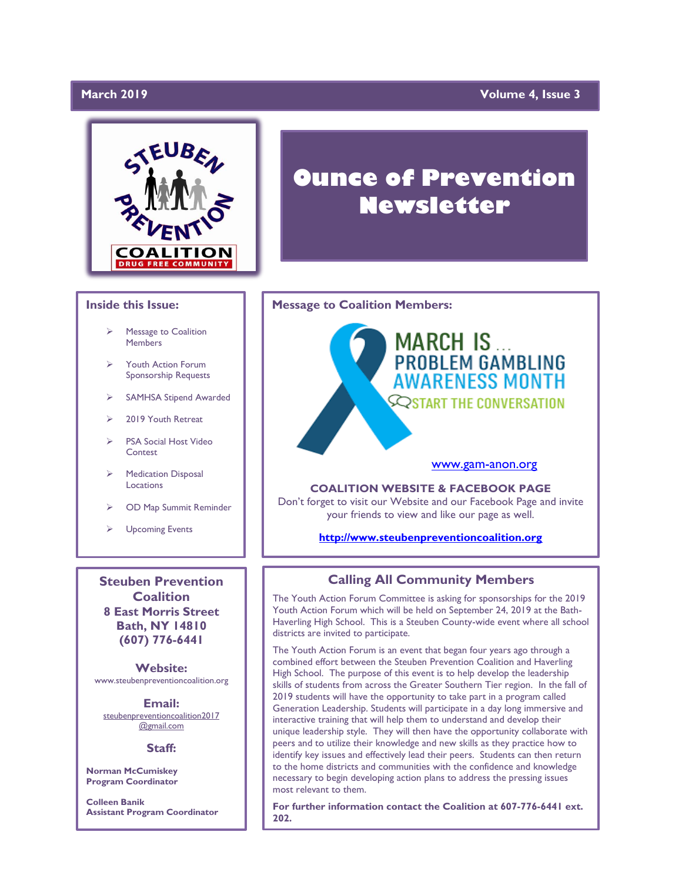March 2019 — Volume 4, Issue 3

# Ounce of Prevention Newsletter

## Inside this Issue:

- Message to Coalition Members
- Youth Action Forum Sponsorship Requests
- SAMHSA Stipend Awarded
- 2019 Youth Retreat
- PSA Social Host Video Contest
- Medication Disposal Locations
- OD Map Summit Reminder
- Upcoming Events

## Message to Coalition Members:

MARCH IS... PROBLEM GAMBLING AWARENESS MONTH
START THE CONVERSATION

www.gam-anon.org

**COALITION WEBSITE & FACEBOOK PAGE**

Don't forget to visit our Website and our Facebook Page and invite your friends to view and like our page as well.

**http://www.steubenpreventioncoalition.org**

## Steuben Prevention Coalition

**8 East Morris Street**
**Bath, NY 14810**
**(607) 776-6441**

**Website:**
www.steubenpreventioncoalition.org

**Email:**
steubenpreventioncoalition2017@gmail.com

**Staff:**

**Norman McCumiskey**
**Program Coordinator**

**Colleen Banik**
**Assistant Program Coordinator**

## Calling All Community Members

The Youth Action Forum Committee is asking for sponsorships for the 2019 Youth Action Forum which will be held on September 24, 2019 at the Bath-Haverling High School. This is a Steuben County-wide event where all school districts are invited to participate.

The Youth Action Forum is an event that began four years ago through a combined effort between the Steuben Prevention Coalition and Haverling High School. The purpose of this event is to help develop the leadership skills of students from across the Greater Southern Tier region. In the fall of 2019 students will have the opportunity to take part in a program called Generation Leadership. Students will participate in a day long immersive and interactive training that will help them to understand and develop their unique leadership style. They will then have the opportunity collaborate with peers and to utilize their knowledge and new skills as they practice how to identify key issues and effectively lead their peers. Students can then return to the home districts and communities with the confidence and knowledge necessary to begin developing action plans to address the pressing issues most relevant to them.

**For further information contact the Coalition at 607-776-6441 ext. 202.**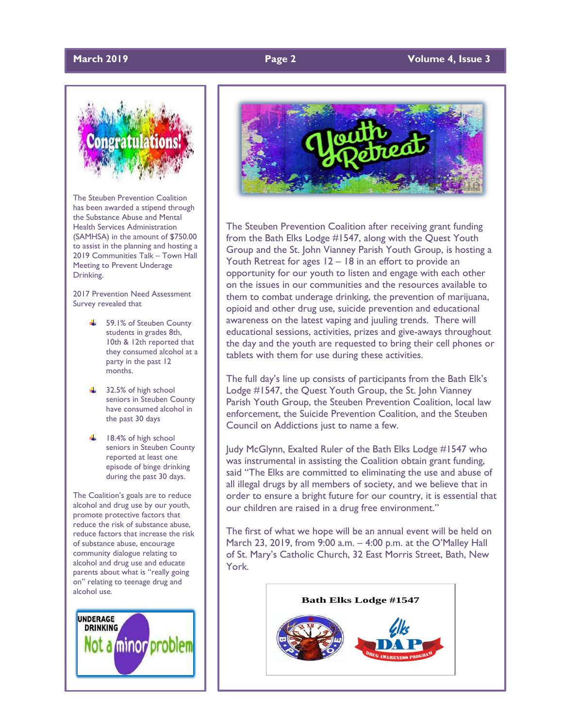## Congratulations!

The Steuben Prevention Coalition has been awarded a stipend through the Substance Abuse and Mental Health Services Administration (SAMHSA) in the amount of $750.00 to assist in the planning and hosting a 2019 Communities Talk – Town Hall Meeting to Prevent Underage Drinking.

2017 Prevention Need Assessment Survey revealed that

- 59.1% of Steuben County students in grades 8th, 10th & 12th reported that they consumed alcohol at a party in the past 12 months.
- 32.5% of high school seniors in Steuben County have consumed alcohol in the past 30 days
- 18.4% of high school seniors in Steuben County reported at least one episode of binge drinking during the past 30 days.

The Coalition's goals are to reduce alcohol and drug use by our youth, promote protective factors that reduce the risk of substance abuse, reduce factors that increase the risk of substance abuse, encourage community dialogue relating to alcohol and drug use and educate parents about what is "really going on" relating to teenage drug and alcohol use.

UNDERAGE DRINKING Not a minor problem

## Youth Retreat

The Steuben Prevention Coalition after receiving grant funding from the Bath Elks Lodge #1547, along with the Quest Youth Group and the St. John Vianney Parish Youth Group, is hosting a Youth Retreat for ages 12 – 18 in an effort to provide an opportunity for our youth to listen and engage with each other on the issues in our communities and the resources available to them to combat underage drinking, the prevention of marijuana, opioid and other drug use, suicide prevention and educational awareness on the latest vaping and juuling trends. There will educational sessions, activities, prizes and give-aways throughout the day and the youth are requested to bring their cell phones or tablets with them for use during these activities.

The full day's line up consists of participants from the Bath Elk's Lodge #1547, the Quest Youth Group, the St. John Vianney Parish Youth Group, the Steuben Prevention Coalition, local law enforcement, the Suicide Prevention Coalition, and the Steuben Council on Addictions just to name a few.

Judy McGlynn, Exalted Ruler of the Bath Elks Lodge #1547 who was instrumental in assisting the Coalition obtain grant funding, said "The Elks are committed to eliminating the use and abuse of all illegal drugs by all members of society, and we believe that in order to ensure a bright future for our country, it is essential that our children are raised in a drug free environment."

The first of what we hope will be an annual event will be held on March 23, 2019, from 9:00 a.m. – 4:00 p.m. at the O'Malley Hall of St. Mary's Catholic Church, 32 East Morris Street, Bath, New York.

**Bath Elks Lodge #1547**

Elks DAP Drug Awareness Program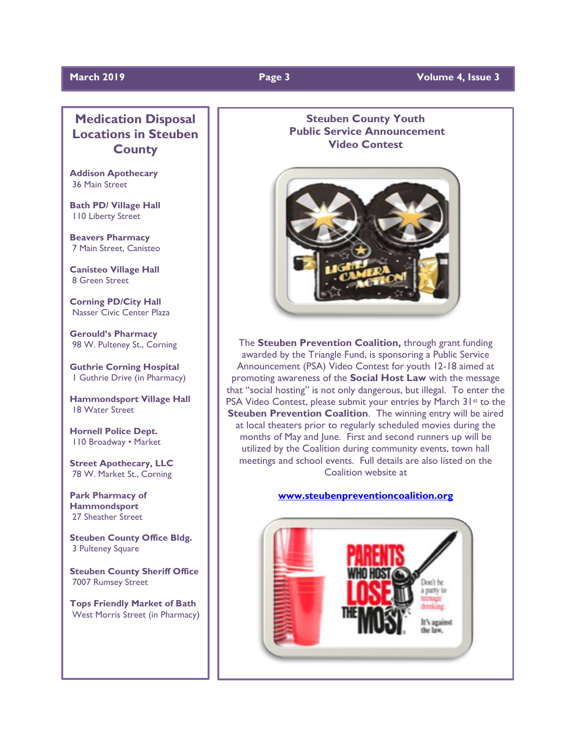## Medication Disposal Locations in Steuben County

**Addison Apothecary**
36 Main Street

**Bath PD/ Village Hall**
110 Liberty Street

**Beavers Pharmacy**
7 Main Street, Canisteo

**Canisteo Village Hall**
8 Green Street

**Corning PD/City Hall**
Nasser Civic Center Plaza

**Gerould's Pharmacy**
98 W. Pulteney St., Corning

**Guthrie Corning Hospital**
1 Guthrie Drive (in Pharmacy)

**Hammondsport Village Hall**
18 Water Street

**Hornell Police Dept.**
110 Broadway • Market

**Street Apothecary, LLC**
78 W. Market St., Corning

**Park Pharmacy of Hammondsport**
27 Sheather Street

**Steuben County Office Bldg.**
3 Pulteney Square

**Steuben County Sheriff Office**
7007 Rumsey Street

**Tops Friendly Market of Bath**
West Morris Street (in Pharmacy)

## Steuben County Youth Public Service Announcement Video Contest

The **Steuben Prevention Coalition,** through grant funding awarded by the Triangle Fund, is sponsoring a Public Service Announcement (PSA) Video Contest for youth 12-18 aimed at promoting awareness of the **Social Host Law** with the message that "social hosting" is not only dangerous, but illegal. To enter the PSA Video Contest, please submit your entries by March 31st to the **Steuben Prevention Coalition**. The winning entry will be aired at local theaters prior to regularly scheduled movies during the months of May and June. First and second runners up will be utilized by the Coalition during community events, town hall meetings and school events. Full details are also listed on the Coalition website at

**www.steubenpreventioncoalition.org**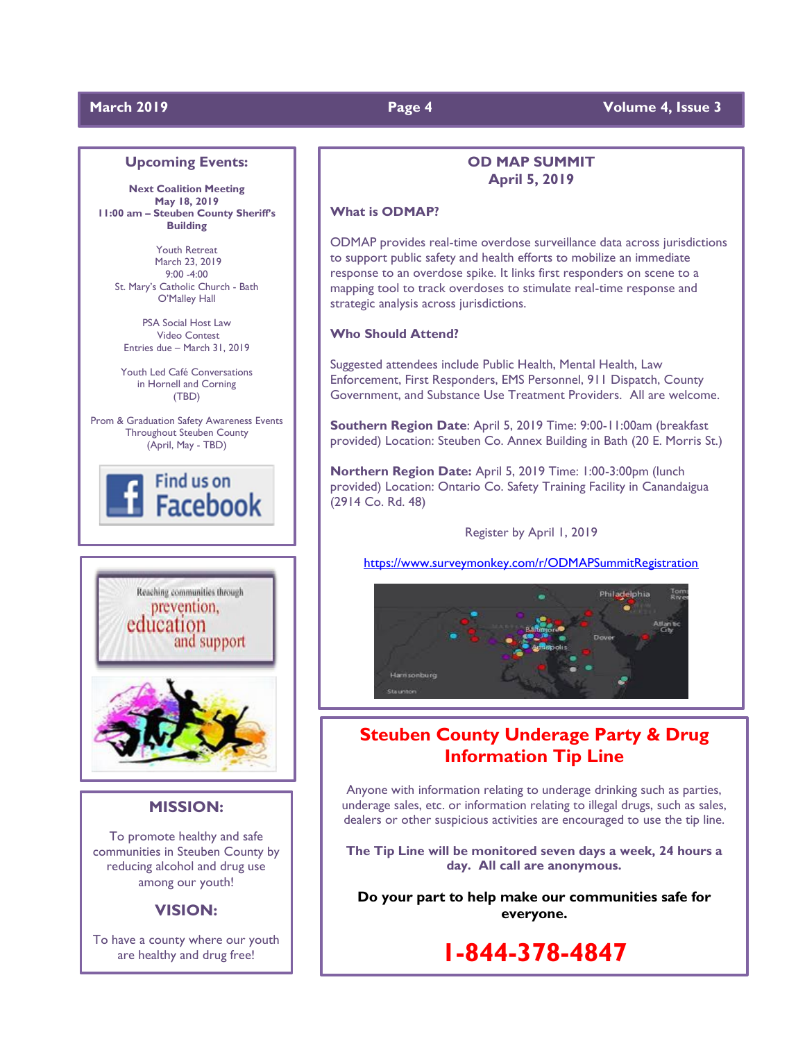## Upcoming Events:

**Next Coalition Meeting**
**May 18, 2019**
**11:00 am – Steuben County Sheriff's Building**

Youth Retreat
March 23, 2019
9:00 -4:00
St. Mary's Catholic Church - Bath
O'Malley Hall

PSA Social Host Law
Video Contest
Entries due – March 31, 2019

Youth Led Café Conversations
in Hornell and Corning
(TBD)

Prom & Graduation Safety Awareness Events
Throughout Steuben County
(April, May - TBD)

Find us on Facebook

Reaching communities through prevention, education and support

## MISSION:

To promote healthy and safe communities in Steuben County by reducing alcohol and drug use among our youth!

## VISION:

To have a county where our youth are healthy and drug free!

## OD MAP SUMMIT
## April 5, 2019

**What is ODMAP?**

ODMAP provides real-time overdose surveillance data across jurisdictions to support public safety and health efforts to mobilize an immediate response to an overdose spike. It links first responders on scene to a mapping tool to track overdoses to stimulate real-time response and strategic analysis across jurisdictions.

**Who Should Attend?**

Suggested attendees include Public Health, Mental Health, Law Enforcement, First Responders, EMS Personnel, 911 Dispatch, County Government, and Substance Use Treatment Providers. All are welcome.

**Southern Region Date**: April 5, 2019 Time: 9:00-11:00am (breakfast provided) Location: Steuben Co. Annex Building in Bath (20 E. Morris St.)

**Northern Region Date:** April 5, 2019 Time: 1:00-3:00pm (lunch provided) Location: Ontario Co. Safety Training Facility in Canandaigua (2914 Co. Rd. 48)

Register by April 1, 2019

https://www.surveymonkey.com/r/ODMAPSummitRegistration

Philadelphia
Toms River
Atlantic City
Baltimore
Dover
Annapolis
Harrisonburg
Staunton

## Steuben County Underage Party & Drug Information Tip Line

Anyone with information relating to underage drinking such as parties, underage sales, etc. or information relating to illegal drugs, such as sales, dealers or other suspicious activities are encouraged to use the tip line.

**The Tip Line will be monitored seven days a week, 24 hours a day. All call are anonymous.**

**Do your part to help make our communities safe for everyone.**

# 1-844-378-4847